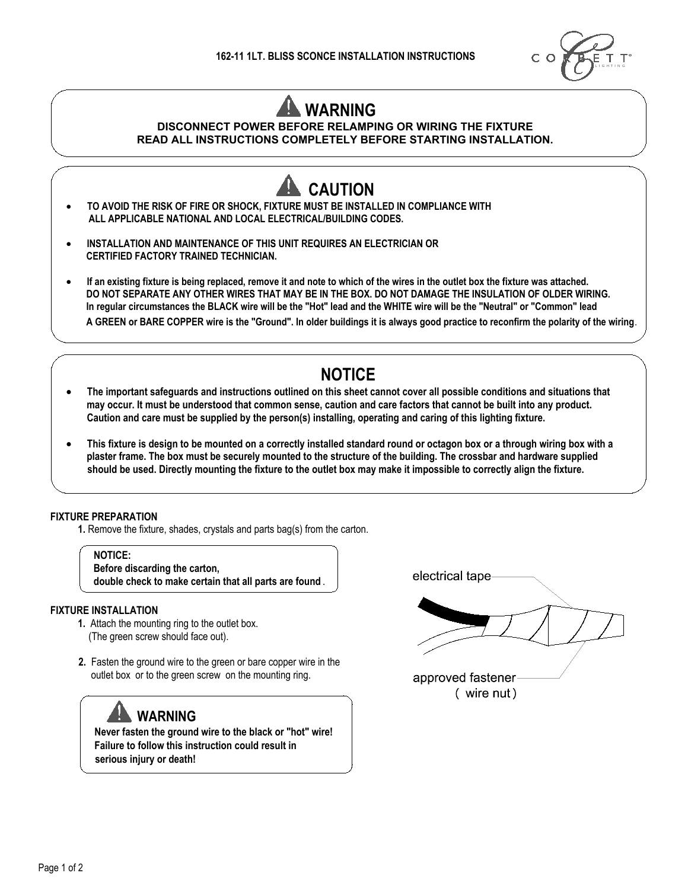# 162-11 1LT. BLISS SCONCE INSTALLATION INSTRUCTIONS

## WARNING

**DISCONNECT POWER BEFORE RELAMPING OR WIRING THE FIXTURE**
**READ ALL INSTRUCTIONS COMPLETELY BEFORE STARTING INSTALLATION.**

## CAUTION

- **TO AVOID THE RISK OF FIRE OR SHOCK, FIXTURE MUST BE INSTALLED IN COMPLIANCE WITH ALL APPLICABLE NATIONAL AND LOCAL ELECTRICAL/BUILDING CODES.**
- **INSTALLATION AND MAINTENANCE OF THIS UNIT REQUIRES AN ELECTRICIAN OR CERTIFIED FACTORY TRAINED TECHNICIAN.**
- **If an existing fixture is being replaced, remove it and note to which of the wires in the outlet box the fixture was attached. DO NOT SEPARATE ANY OTHER WIRES THAT MAY BE IN THE BOX. DO NOT DAMAGE THE INSULATION OF OLDER WIRING. In regular circumstances the BLACK wire will be the "Hot" lead and the WHITE wire will be the "Neutral" or "Common" lead A GREEN or BARE COPPER wire is the "Ground". In older buildings it is always good practice to reconfirm the polarity of the wiring.**

## NOTICE

- **The important safeguards and instructions outlined on this sheet cannot cover all possible conditions and situations that may occur. It must be understood that common sense, caution and care factors that cannot be built into any product. Caution and care must be supplied by the person(s) installing, operating and caring of this lighting fixture.**
- **This fixture is design to be mounted on a correctly installed standard round or octagon box or a through wiring box with a plaster frame. The box must be securely mounted to the structure of the building. The crossbar and hardware supplied should be used. Directly mounting the fixture to the outlet box may make it impossible to correctly align the fixture.**

### FIXTURE PREPARATION

**1.** Remove the fixture, shades, crystals and parts bag(s) from the carton.

> **NOTICE:**
> **Before discarding the carton,**
> **double check to make certain that all parts are found**.

### FIXTURE INSTALLATION

**1.** Attach the mounting ring to the outlet box.
(The green screw should face out).

**2.** Fasten the ground wire to the green or bare copper wire in the outlet box or to the green screw on the mounting ring.

> **WARNING**
> **Never fasten the ground wire to the black or "hot" wire! Failure to follow this instruction could result in serious injury or death!**

electrical tape

approved fastener
( wire nut )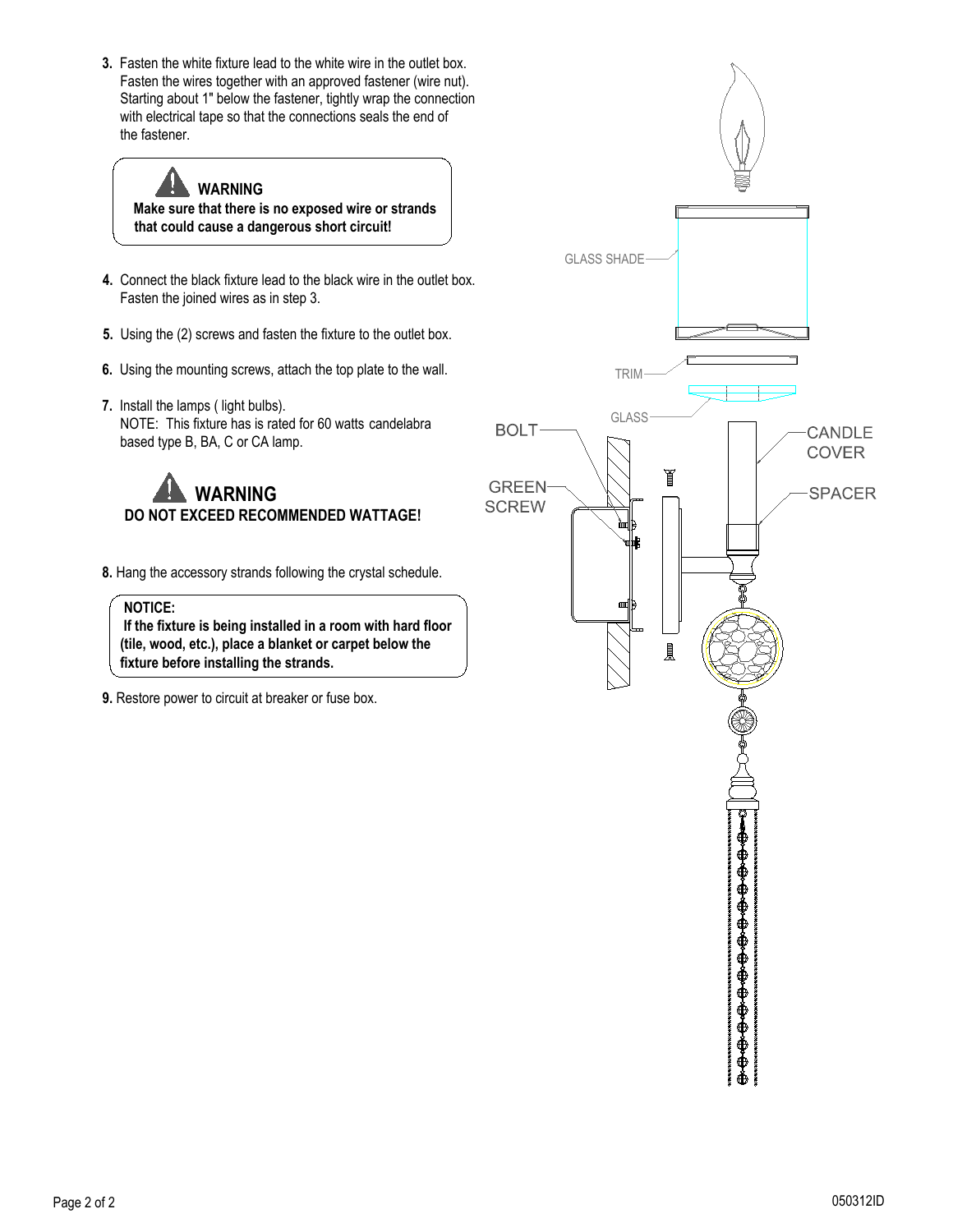3. Fasten the white fixture lead to the white wire in the outlet box. Fasten the wires together with an approved fastener (wire nut). Starting about 1" below the fastener, tightly wrap the connection with electrical tape so that the connections seals the end of the fastener.

> **WARNING**
> **Make sure that there is no exposed wire or strands that could cause a dangerous short circuit!**

4. Connect the black fixture lead to the black wire in the outlet box. Fasten the joined wires as in step 3.

5. Using the (2) screws and fasten the fixture to the outlet box.

6. Using the mounting screws, attach the top plate to the wall.

7. Install the lamps ( light bulbs).
   NOTE: This fixture has is rated for 60 watts candelabra based type B, BA, C or CA lamp.

> **WARNING**
> **DO NOT EXCEED RECOMMENDED WATTAGE!**

8. Hang the accessory strands following the crystal schedule.

> **NOTICE:**
> **If the fixture is being installed in a room with hard floor (tile, wood, etc.), place a blanket or carpet below the fixture before installing the strands.**

9. Restore power to circuit at breaker or fuse box.

GLASS SHADE

TRIM

GLASS

BOLT

CANDLE COVER

GREEN SCREW

SPACER

050312ID